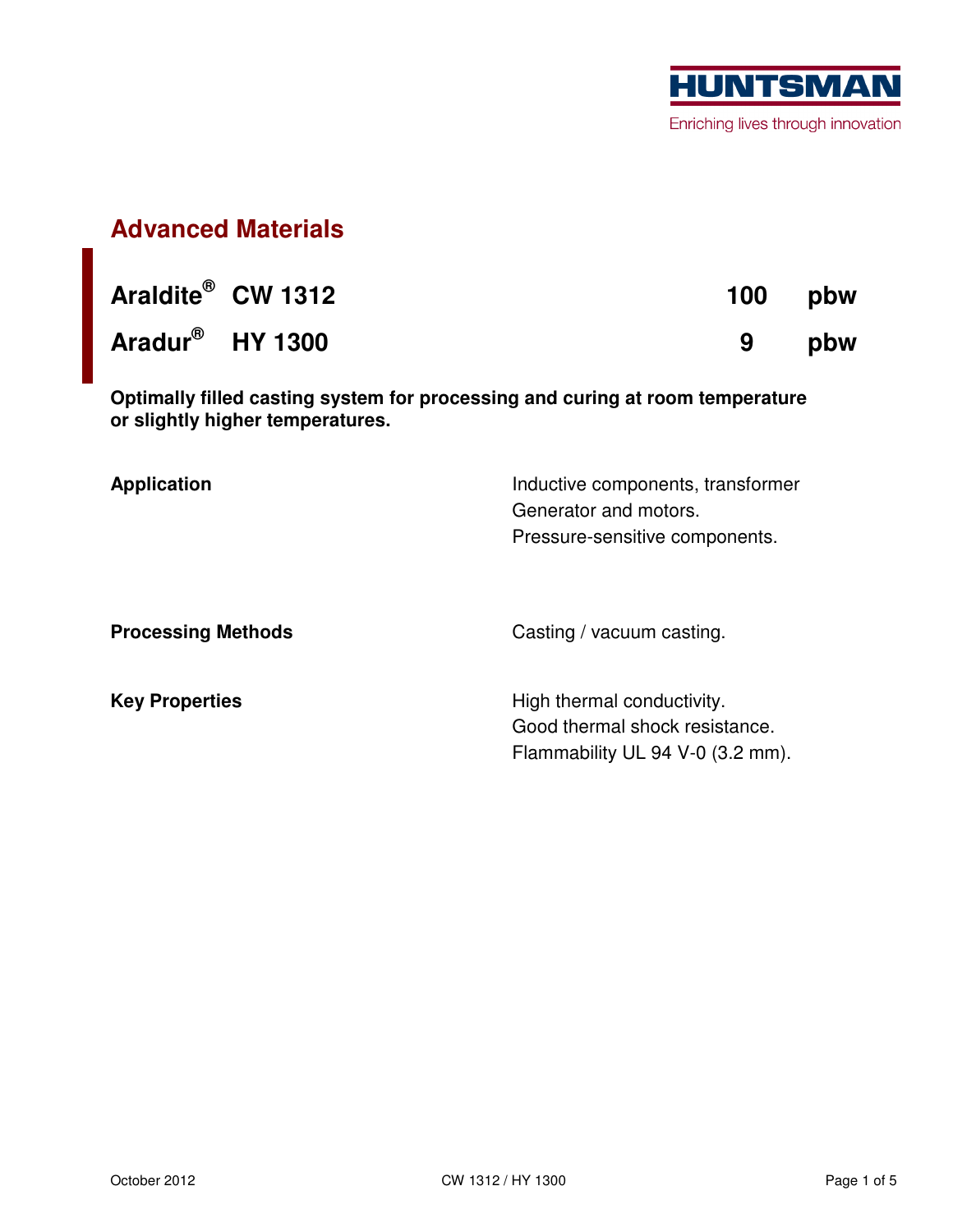HUNTSMAN

Enriching lives through innovation

## Advanced Materials

| | | | |
|---|---|---|---|
| **Araldite®** | **CW 1312** | **100** | **pbw** |
| **Aradur®** | **HY 1300** | **9** | **pbw** |

**Optimally filled casting system for processing and curing at room temperature or slightly higher temperatures.**

| | |
|---|---|
| **Application** | Inductive components, transformer<br>Generator and motors.<br>Pressure-sensitive components. |
| **Processing Methods** | Casting / vacuum casting. |
| **Key Properties** | High thermal conductivity.<br>Good thermal shock resistance.<br>Flammability UL 94 V-0 (3.2 mm). |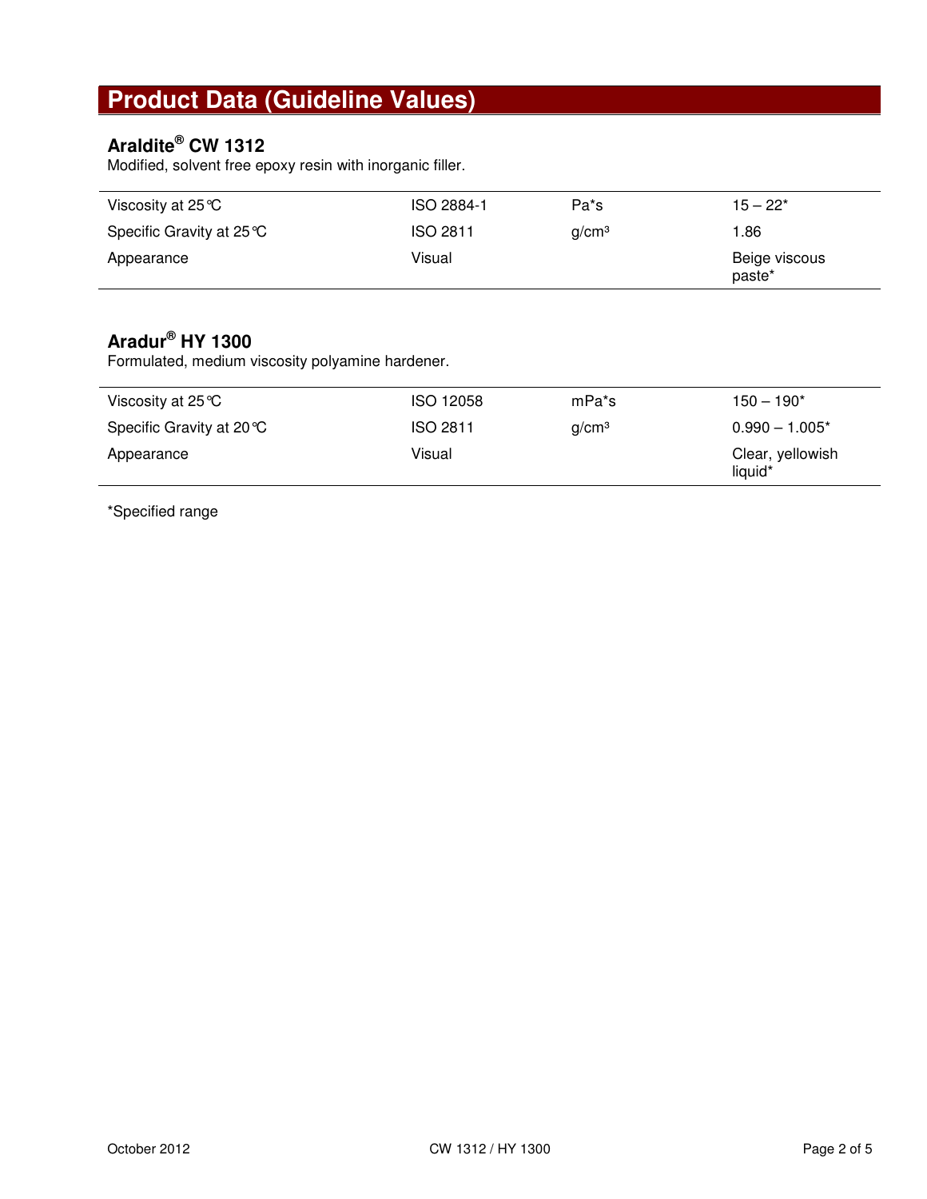# Product Data (Guideline Values)

## Araldite® CW 1312

Modified, solvent free epoxy resin with inorganic filler.

| | | | |
|---|---|---|---|
| Viscosity at 25°C | ISO 2884-1 | Pa*s | 15 – 22* |
| Specific Gravity at 25°C | ISO 2811 | g/cm³ | 1.86 |
| Appearance | Visual | | Beige viscous paste* |

## Aradur® HY 1300

Formulated, medium viscosity polyamine hardener.

| | | | |
|---|---|---|---|
| Viscosity at 25°C | ISO 12058 | mPa*s | 150 – 190* |
| Specific Gravity at 20°C | ISO 2811 | g/cm³ | 0.990 – 1.005* |
| Appearance | Visual | | Clear, yellowish liquid* |

*Specified range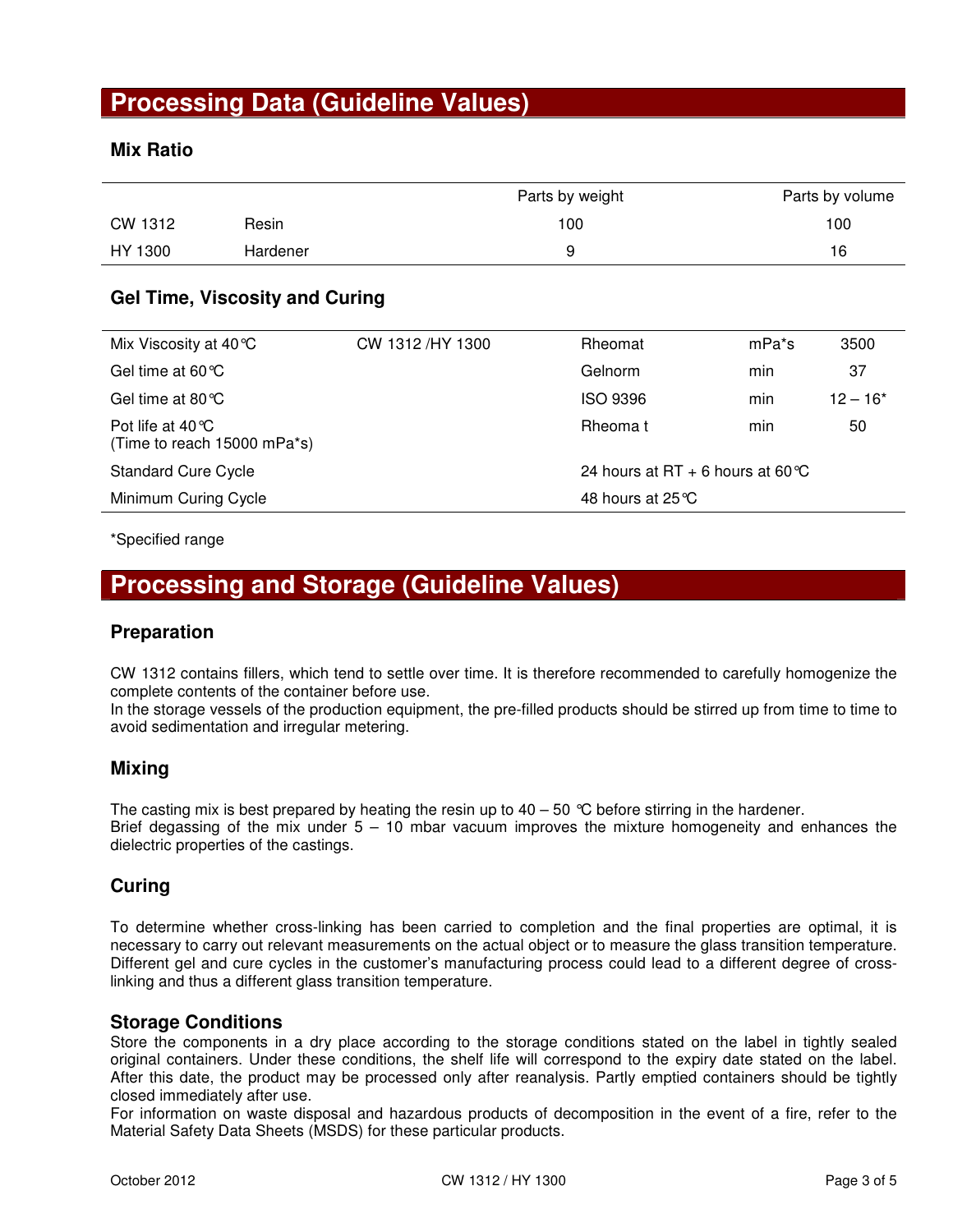# Processing Data (Guideline Values)

## Mix Ratio

| | | Parts by weight | Parts by volume |
|---|---|---|---|
| CW 1312 | Resin | 100 | 100 |
| HY 1300 | Hardener | 9 | 16 |

## Gel Time, Viscosity and Curing

| | | | | |
|---|---|---|---|---|
| Mix Viscosity at 40°C | CW 1312 /HY 1300 | Rheomat | mPa*s | 3500 |
| Gel time at 60°C | | Gelnorm | min | 37 |
| Gel time at 80°C | | ISO 9396 | min | 12 – 16* |
| Pot life at 40°C (Time to reach 15000 mPa*s) | | Rheoma t | min | 50 |
| Standard Cure Cycle | | 24 hours at RT + 6 hours at 60°C | | |
| Minimum Curing Cycle | | 48 hours at 25°C | | |

*Specified range

# Processing and Storage (Guideline Values)

## Preparation

CW 1312 contains fillers, which tend to settle over time. It is therefore recommended to carefully homogenize the complete contents of the container before use.
In the storage vessels of the production equipment, the pre-filled products should be stirred up from time to time to avoid sedimentation and irregular metering.

## Mixing

The casting mix is best prepared by heating the resin up to 40 – 50 °C before stirring in the hardener.
Brief degassing of the mix under 5 – 10 mbar vacuum improves the mixture homogeneity and enhances the dielectric properties of the castings.

## Curing

To determine whether cross-linking has been carried to completion and the final properties are optimal, it is necessary to carry out relevant measurements on the actual object or to measure the glass transition temperature. Different gel and cure cycles in the customer's manufacturing process could lead to a different degree of cross-linking and thus a different glass transition temperature.

## Storage Conditions

Store the components in a dry place according to the storage conditions stated on the label in tightly sealed original containers. Under these conditions, the shelf life will correspond to the expiry date stated on the label. After this date, the product may be processed only after reanalysis. Partly emptied containers should be tightly closed immediately after use.
For information on waste disposal and hazardous products of decomposition in the event of a fire, refer to the Material Safety Data Sheets (MSDS) for these particular products.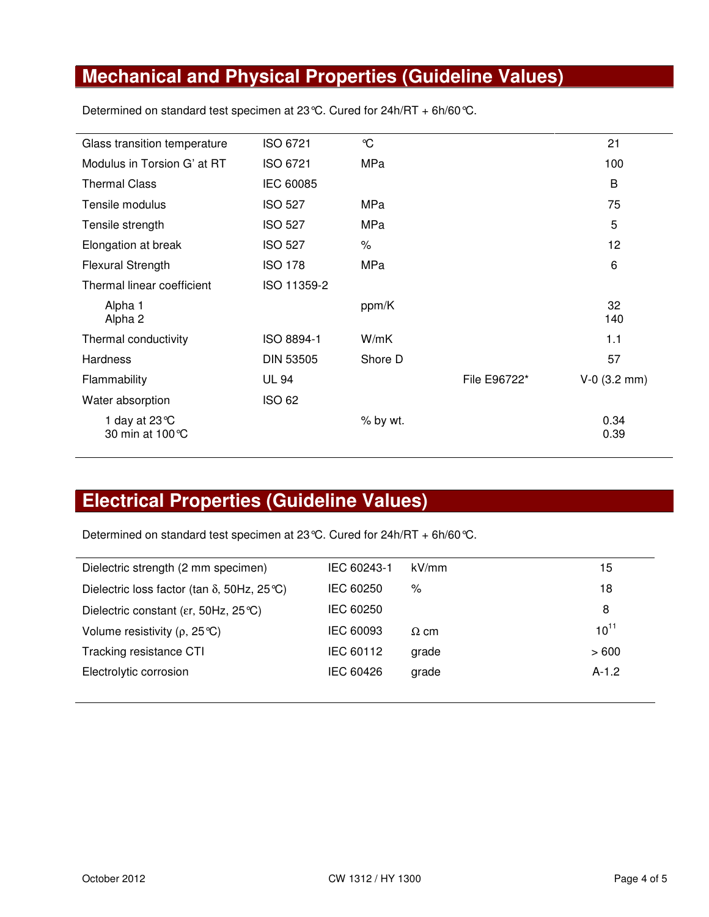## Mechanical and Physical Properties (Guideline Values)

Determined on standard test specimen at 23°C. Cured for 24h/RT + 6h/60°C.

| | | | | |
|---|---|---|---|---|
| Glass transition temperature | ISO 6721 | °C | | 21 |
| Modulus in Torsion G' at RT | ISO 6721 | MPa | | 100 |
| Thermal Class | IEC 60085 | | | B |
| Tensile modulus | ISO 527 | MPa | | 75 |
| Tensile strength | ISO 527 | MPa | | 5 |
| Elongation at break | ISO 527 | % | | 12 |
| Flexural Strength | ISO 178 | MPa | | 6 |
| Thermal linear coefficient | ISO 11359-2 | | | |
| Alpha 1<br>Alpha 2 | | ppm/K | | 32<br>140 |
| Thermal conductivity | ISO 8894-1 | W/mK | | 1.1 |
| Hardness | DIN 53505 | Shore D | | 57 |
| Flammability | UL 94 | | File E96722* | V-0 (3.2 mm) |
| Water absorption | ISO 62 | | | |
| 1 day at 23°C<br>30 min at 100°C | | % by wt. | | 0.34<br>0.39 |

## Electrical Properties (Guideline Values)

Determined on standard test specimen at 23°C. Cured for 24h/RT + 6h/60°C.

| | | | |
|---|---|---|---|
| Dielectric strength (2 mm specimen) | IEC 60243-1 | kV/mm | 15 |
| Dielectric loss factor (tan $\delta$, 50Hz, 25°C) | IEC 60250 | % | 18 |
| Dielectric constant ($\varepsilon r$, 50Hz, 25°C) | IEC 60250 | | 8 |
| Volume resistivity ($\rho$, 25°C) | IEC 60093 | $\Omega$ cm | $10^{11}$ |
| Tracking resistance CTI | IEC 60112 | grade | > 600 |
| Electrolytic corrosion | IEC 60426 | grade | A-1.2 |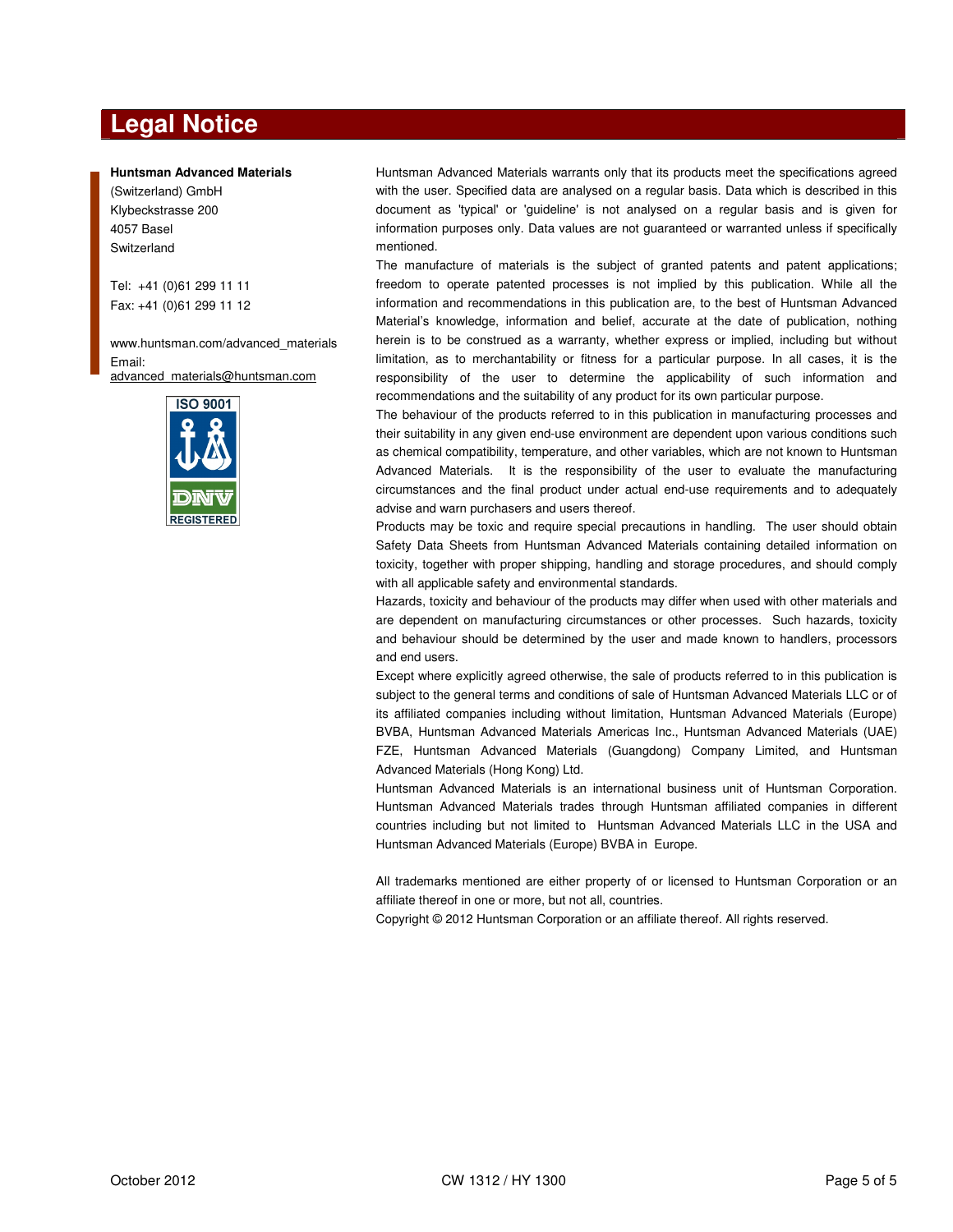# Legal Notice

**Huntsman Advanced Materials**
(Switzerland) GmbH
Klybeckstrasse 200
4057 Basel
Switzerland

Tel: +41 (0)61 299 11 11
Fax: +41 (0)61 299 11 12

www.huntsman.com/advanced_materials
Email:
advanced_materials@huntsman.com

ISO 9001
DNV
REGISTERED

Huntsman Advanced Materials warrants only that its products meet the specifications agreed with the user. Specified data are analysed on a regular basis. Data which is described in this document as 'typical' or 'guideline' is not analysed on a regular basis and is given for information purposes only. Data values are not guaranteed or warranted unless if specifically mentioned.

The manufacture of materials is the subject of granted patents and patent applications; freedom to operate patented processes is not implied by this publication. While all the information and recommendations in this publication are, to the best of Huntsman Advanced Material's knowledge, information and belief, accurate at the date of publication, nothing herein is to be construed as a warranty, whether express or implied, including but without limitation, as to merchantability or fitness for a particular purpose. In all cases, it is the responsibility of the user to determine the applicability of such information and recommendations and the suitability of any product for its own particular purpose.

The behaviour of the products referred to in this publication in manufacturing processes and their suitability in any given end-use environment are dependent upon various conditions such as chemical compatibility, temperature, and other variables, which are not known to Huntsman Advanced Materials. It is the responsibility of the user to evaluate the manufacturing circumstances and the final product under actual end-use requirements and to adequately advise and warn purchasers and users thereof.

Products may be toxic and require special precautions in handling. The user should obtain Safety Data Sheets from Huntsman Advanced Materials containing detailed information on toxicity, together with proper shipping, handling and storage procedures, and should comply with all applicable safety and environmental standards.

Hazards, toxicity and behaviour of the products may differ when used with other materials and are dependent on manufacturing circumstances or other processes. Such hazards, toxicity and behaviour should be determined by the user and made known to handlers, processors and end users.

Except where explicitly agreed otherwise, the sale of products referred to in this publication is subject to the general terms and conditions of sale of Huntsman Advanced Materials LLC or of its affiliated companies including without limitation, Huntsman Advanced Materials (Europe) BVBA, Huntsman Advanced Materials Americas Inc., Huntsman Advanced Materials (UAE) FZE, Huntsman Advanced Materials (Guangdong) Company Limited, and Huntsman Advanced Materials (Hong Kong) Ltd.

Huntsman Advanced Materials is an international business unit of Huntsman Corporation. Huntsman Advanced Materials trades through Huntsman affiliated companies in different countries including but not limited to Huntsman Advanced Materials LLC in the USA and Huntsman Advanced Materials (Europe) BVBA in Europe.

All trademarks mentioned are either property of or licensed to Huntsman Corporation or an affiliate thereof in one or more, but not all, countries.

Copyright © 2012 Huntsman Corporation or an affiliate thereof. All rights reserved.